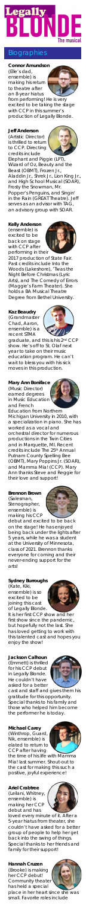# Legally Blonde

The musical

## Biographies

**Connor Amundson**
(Elle's dad, ensemble) is making his return to theatre after an 8-year hiatus from performing! He is very excited to be taking the stage with CCP in this summer's production of Legally Blonde.

**Jeff Anderson**
(Artistic Director) is thrilled to return to CCP. Directing credits include Elephant and Piggie (LPT), Wizard of Oz, Beauty and the Beast (OBMT), Frozen Jr., Aladdin Jr., Shrek Jr., Lion King Jr., and High School Musical (SOAR), Frosty the Snowman, Mr. Popper's Penguins, and Singin' in the Rain (GREAT Theatre). Jeff serves as an advisor with TAG, an advisory group with SOAR.

**Kelly Anderson**
(ensemble) is excited to be back on stage with CCP after performing in their 2017 production of State Fair. Past credits include Into the Woods (Lakeshore), 'Twas the Night Before Christmas (Lyric Arts), and The Comedy of Errors (Maggie's Farm Theater). She holds a BA Musical Theatre Degree from Bethel University.

**Kaz Beaudry**
(Grandmaster Chad, Aaron, ensemble) is a recent STMA graduate, and this is his 2nd CCP show. He's off to St. Olaf next year to take on their music education program. He can't wait to bless you with his sick moves in this production.

**Mary Ann Boniface**
(Music Director) earned degrees in Music Education and French Education from Northern Michigan University in 2010, with a specialization in piano. She has worked as a vocal and orchestral director for numerous productions in the Twin Cities and in Marquette, MI. Recent credits include The 25th Annual Putnam County Spelling Bee (OBMT), Mary Poppins Jr. (SOAR), and Mamma Mia! (CCP). Mary Ann thanks Steve and Reggie for their love and support!

**Brennon Brown**
(Salesman, Stenographer, ensemble) is making his CCP debut and excited to be back on the stage! He has enjoyed being back under the lights after 5 years, while he was a student at the University of Minnesota, class of 2021. Brennon thanks everyone for coming and their never-ending support for the arts!

**Sydney Burroughs**
(Kate, Kiki, ensemble) is so excited to be joining this cast of Legally Blonde. It is her first CCP show and her first show since the pandemic, but hopefully not the last. She has loved getting to work with this talented cast and hopes you enjoy the show!

**Jackson Calhoun**
(Emmett) is thrilled for his CCP debut in Legally Blonde. He couldn't have asked for a better cast and staff and gives them his gratitude for this opportunity. Special thanks to his family and those who helped him become the performer he is today.

**Michael Carey**
(Winthrop, Guard, Nik, ensemble) is elated to return to CCP after having the time of his life with Mamma Mia! last summer. Shout-out to the cast for making this such a positive, joyful experience!

**Ariel Crabtree**
(Leilani, Whitney, ensemble) is making her CCP debut and has loved every minute of it. After a 5-year hiatus from theater, she couldn't have asked for a better group of people to help her get back into the swing of things. Special thanks to her friends and family for their support!

**Hannah Cruzen**
(Brooke) is making her CCP debut! Community theater has held a special place in her heart since she was small. Favorite roles include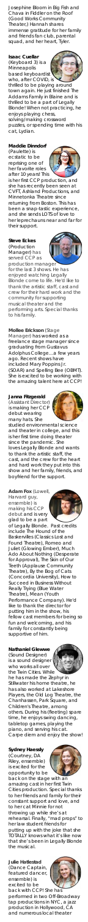Josephine Bloom in Big Fish and Chava in Fiddler on the Roof (Good Works Community Theater.) Hannah shares immense gratitude for her family and friends fan club, parental squad, and her heart, Tyler.

**Isaac Cuellar** (Keyboard 3) is a Minneapolis based keyboardist who, after COVID, is thrilled to be playing around town again. He just finished The Addams Family in Blaine and is thrilled to be a part of Legally Blonde! When not practicing, he enjoys playing chess, solving/making crossword puzzles, or spending time with his cat, Lydian.

**Maddie Dinndorf** (Paulette) is ecstatic to be reprising one of her favorite roles after 10 years! This is her first CCP production, and she has recently been seen at CVFT, Ashland Productions, and Minnetonka Theatre since returning from Boston. This has been a snap-tastic experience, and she sends LOTS of love to her leprechauns near and far for their support.

**Steve Eckes** (Production Manager) has served CCP as production manager for the last 3 shows. He has enjoyed watching Legally Blonde come to life. He'd like to thank the artistic staff, cast and crew for their hard work and the community for supporting musical theater and the performing arts. Special thanks to his family.

**Mollee Erickson** (Stage Manager) has worked as a freelance stage manager since graduating from Gustavus Adolphus College...a few years ago. Recent shows have included Mary Poppins Jr. (SOAR) and Spelling Bee (OBMT). She is excited to be working with the amazing talent here at CCP!

**Janna Fitzgerald** (Assistant Director) is making her CCP debut wearing many hats. She studied environmental science and theater in college, and this is her first time doing theater since the pandemic. She loves Legally Blonde and wants to thank the artistic staff, the cast, and the crew for the heart and hard work they put into this show and her family, friends, and boyfriend for the support.

**Adam Fox** (Lowell, Harvard guy, ensemble) is making his CCP debut and is very glad to be a part of Legally Blonde. Past credits include The Hound of the Baskervilles (Classics Lost and Found Theatre), Romeo and Juliet (Glowing Ember), Much Ado About Nothing (Desperate for Approval), The Skin of Our Teeth (Applause Community Theatre), By the Bog of Cats (Concordia University), How to Succeed in Business Without Really Trying (Blue Water Theatre), Mean (Youth Performance Company). He'd like to thank the director for putting him in the show, his fellow cast members for being so fun and welcoming, and his family for constantly being supportive of him.

**Nathaniel Glewwe** (Sound Designer) is a sound designer who works all over the Twin Cities. While he has made the Zephyr in Stillwater his home theatre, he has also worked at Lakeshore Players, the Old Log Theatre, the Chanhassen, Park Square, and Children's Theatre, among others. During his (fleeting) spare time, he enjoys swing dancing, tabletop games, playing the piano, and serving his cat. Carpe diem and enjoy the show!

**Sydney Haessly** (Courtney, DA Riley, ensemble) is excited for the opportunity to be back on the stage with an amazing cast in her first Twin Cities production. Special thanks to her friends and family for their constant support and love, and to her cat Minnie for not throwing up while she's at rehearsal. Finally, "mad props" to her law student friends for putting up with the joke that she TOTALLY knows what it's like now that she's been in Legally Blonde the musical.

**Julie Hatlestad** (Dance Captain, featured dancer, ensemble) is excited to be back with CCP! She has performed in two Off-Broadway tap productions in NYC, a jazz production in Hollywood, CA and numerous local theater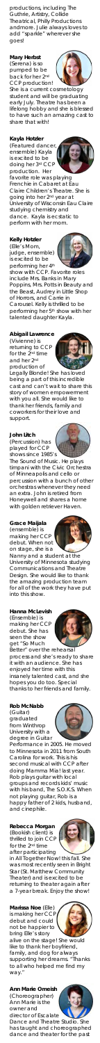productions, including The Guthrie, Artistry, Collide Theatrical, Philly Productions and more. Julie always loves to add "sparkle" wherever she goes!

**Mary Herbst**
(Serena) is so pumped to be back for her 2nd CCP production! She is a current cosmetology student and will be graduating early July. Theatre has been a lifelong hobby and she is blessed to have such an amazing cast to share that with!

**Kayla Hotzler**
(Featured dancer, ensemble) Kayla is excited to be doing her 3rd CCP production. Her favorite role was playing Frenchie in Cabaret at Eau Claire Children's Theatre. She is going into her 2nd year at University of Wisconsin Eau Claire studying chemistry and dance. Kayla is ecstatic to perform with her mom.

**Kelly Hotzler**
(Elle's Mom, judge, ensemble) is excited to be performing her 4th show with CCP. Favorite roles include Mrs. Banks in Mary Poppins, Mrs. Potts in Beauty and the Beast, Audrey in Little Shop of Horrors, and Carrie in Carousel. Kelly is thrilled to be performing her 5th show with her talented daughter Kayla.

**Abigail Lawrence**
(Vivienne) is returning to CCP for the 2nd time and her 2nd production of Legally Blonde! She has loved being a part of this incredible cast and can't wait to share this story of women empowerment with you all. She would like to thank her friends, family and coworkers for their love and support.

**John Litch**
(Percussion) has played for CCP shows since 1985's The Sound of Music. He plays timpani with the Civic Orchestra of Minneapolis and cello or percussion with a bunch of other orchestras whenever they need an extra. John is retired from Honeywell and shares a home with golden retriever Haven.

**Grace Maijala**
(ensemble) is making her CCP debut. When not on stage, she is a Nanny and a student at the University of Minnesota studying Communications and Theatre Design. She would like to thank the amazing production team for all of the work they have put into this show.

**Hanna McLevish**
(Ensemble) is making her CCP debut. She has seen the show get "So Much Better" over the rehearsal process and she's ready to share it with an audience. She has enjoyed her time with this insanely talented cast, and she hopes you do too. Special thanks to her friends and family.

**Rob McNabb**
(Guitar) graduated from Winthrop University with a degree in Guitar Performance in 2005. He moved to Minnesota in 2011 from South Carolina for work. This is his second musical with CCP after doing Mamma Mia! last year. Rob plays guitar with local groups and records kids' music with his band, The S.O.K.S. When not playing guitar, Rob is a happy father of 2 kids, husband, and cinephile.

**Rebecca Morgan**
(Bookish client) is thrilled to join CCP for the 2nd time after participating in All Together Now! this fall. She was most recently seen in Bright Star (St. Matthew Community Theater) and is excited to be returning to theater again after a 7-year break. Enjoy the show!

**Marissa Noe** (Elle)
is making her CCP debut and could not be happier to bring Elle's story alive on the stage! She would like to thank her boyfriend, family, and dog for always supporting her dreams. "Thanks to all who helped me find my way."

**Ann Marie Omeish**
(Choreographer) Ann Marie is the owner and director of Escalate Dance and Theatre Studio. She has taught and choreographed dance and theater for the past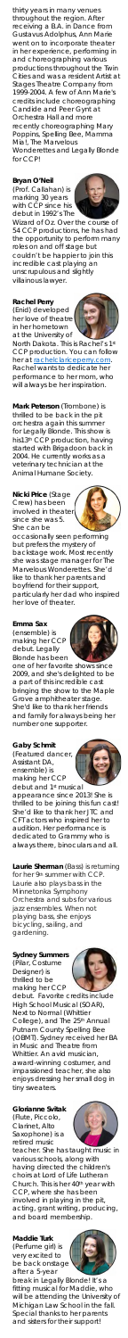thirty years in many venues throughout the region. After receiving a B.A. in Dance from Gustavus Adolphus, Ann Marie went on to incorporate theater in her experience, performing in and choreographing various productions throughout the Twin Cities and was a resident Artist at Stages Theatre Company from 1999-2004. A few of Ann Marie's credits include choreographing Candide and Peer Gynt at Orchestra Hall and more recently choreographing Mary Poppins, Spelling Bee, Mamma Mia!, The Marvelous Wonderettes and Legally Blonde for CCP!

**Bryan O'Neil** (Prof. Callahan) is marking 30 years with CCP since his debut in 1992's The Wizard of Oz. Over the course of 54 CCP productions, he has had the opportunity to perform many roles on and off stage but couldn't be happier to join this incredible cast playing an unscrupulous and slightly villainous lawyer.

**Rachel Perry** (Enid) developed her love of theatre in her hometown at the University of North Dakota. This is Rachel's 1st CCP production. You can follow her at rachelclaireperry.com. Rachel wants to dedicate her performance to her mom, who will always be her inspiration.

**Mark Peterson** (Trombone) is thrilled to be back in the pit orchestra again this summer for Legally Blonde. This show is his13th CCP production, having started with Brigadoon back in 2004. He currently works as a veterinary technician at the Animal Humane Society.

**Nicki Price** (Stage Crew) has been involved in theater since she was 5. She can be occasionally seen performing but prefers the mystery of backstage work. Most recently she was stage manager for The Marvelous Wonderettes. She'd like to thank her parents and boyfriend for their support, particularly her dad who inspired her love of theater.

**Emma Sax** (ensemble) is making her CCP debut. Legally Blonde has been one of her favorite shows since 2009, and she's delighted to be a part of this incredible cast bringing the show to the Maple Grove amphitheater stage. She'd like to thank her friends and family for always being her number one supporter.

**Gaby Schmit** (Featured dancer, Assistant DA, ensemble) is making her CCP debut and 1st musical appearance since 2013! She is thrilled to be joining this fun cast! She'd like to thank her JTC and CFT actors who inspired her to audition. Her performance is dedicated to Grammy who is always there, binoculars and all.

**Laurie Sherman** (Bass) is returning for her 9th summer with CCP. Laurie also plays bass in the Minnetonka Symphony Orchestra and subs for various jazz ensembles. When not playing bass, she enjoys bicycling, sailing, and gardening.

**Sydney Summers** (Pilar, Costume Designer) is thrilled to be making her CCP debut. Favorite credits include High School Musical (SOAR), Next to Normal (Whittier College), and The 25th Annual Putnam County Spelling Bee (OBMT). Sydney received her BA in Music and Theatre from Whittier. An avid musician, award-winning costumer, and impassioned teacher, she also enjoys dressing her small dog in tiny sweaters.

**Glorianne Svitak** (Flute, Piccolo, Clarinet, Alto Saxophone) is a retired music teacher. She has taught music in various schools, along with having directed the children's choirs at Lord of Life Lutheran Church. This is her 40th year with CCP, where she has been involved in playing in the pit, acting, grant writing, producing, and board membership.

**Maddie Turk** (Perfume girl) is very excited to be back onstage after a 5-year break in Legally Blonde! It's a fitting musical for Maddie, who will be attending the University of Michigan Law School in the fall. Special thanks to her parents and sisters for their support!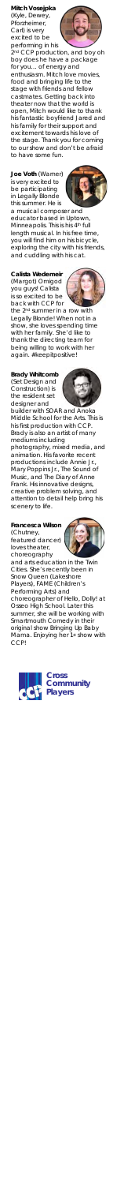**Mitch Vosejpka** (Kyle, Dewey, Pforzheimer, Carl) is very excited to be performing in his 2nd CCP production, and boy oh boy does he have a package for you… of energy and enthusiasm. Mitch love movies, food and bringing life to the stage with friends and fellow castmates. Getting back into theater now that the world is open, Mitch would like to thank his fantastic boyfriend Jared and his family for their support and excitement towards his love of the stage. Thank you for coming to our show and don't be afraid to have some fun.

**Joe Voth** (Warner) is very excited to be participating in Legally Blonde this summer. He is a musical composer and educator based in Uptown, Minneapolis. This is his 4th full length musical. In his free time, you will find him on his bicycle, exploring the city with his friends, and cuddling with his cat.

**Calista Wedemeir** (Margot) Omigod you guys! Calista is so excited to be back with CCP for the 2nd summer in a row with Legally Blonde! When not in a show, she loves spending time with her family. She'd like to thank the directing team for being willing to work with her again. #keepitpositive!

**Brady Whitcomb** (Set Design and Construction) is the resident set designer and builder with SOAR and Anoka Middle School for the Arts. This is his first production with CCP. Brady is also an artist of many mediums including photography, mixed media, and animation. His favorite recent productions include Annie Jr., Mary Poppins Jr., The Sound of Music, and The Diary of Anne Frank. His innovative designs, creative problem solving, and attention to detail help bring his scenery to life.

**Francesca Wilson** (Chutney, featured dancer) loves theater, choreography and arts education in the Twin Cities. She's recently been in Snow Queen (Lakeshore Players), FAME (Children's Performing Arts) and choreographer of Hello, Dolly! at Osseo High School. Later this summer, she will be working with Smartmouth Comedy in their original show Bringing Up Baby Mama. Enjoying her 1st show with CCP!

Cross Community Players